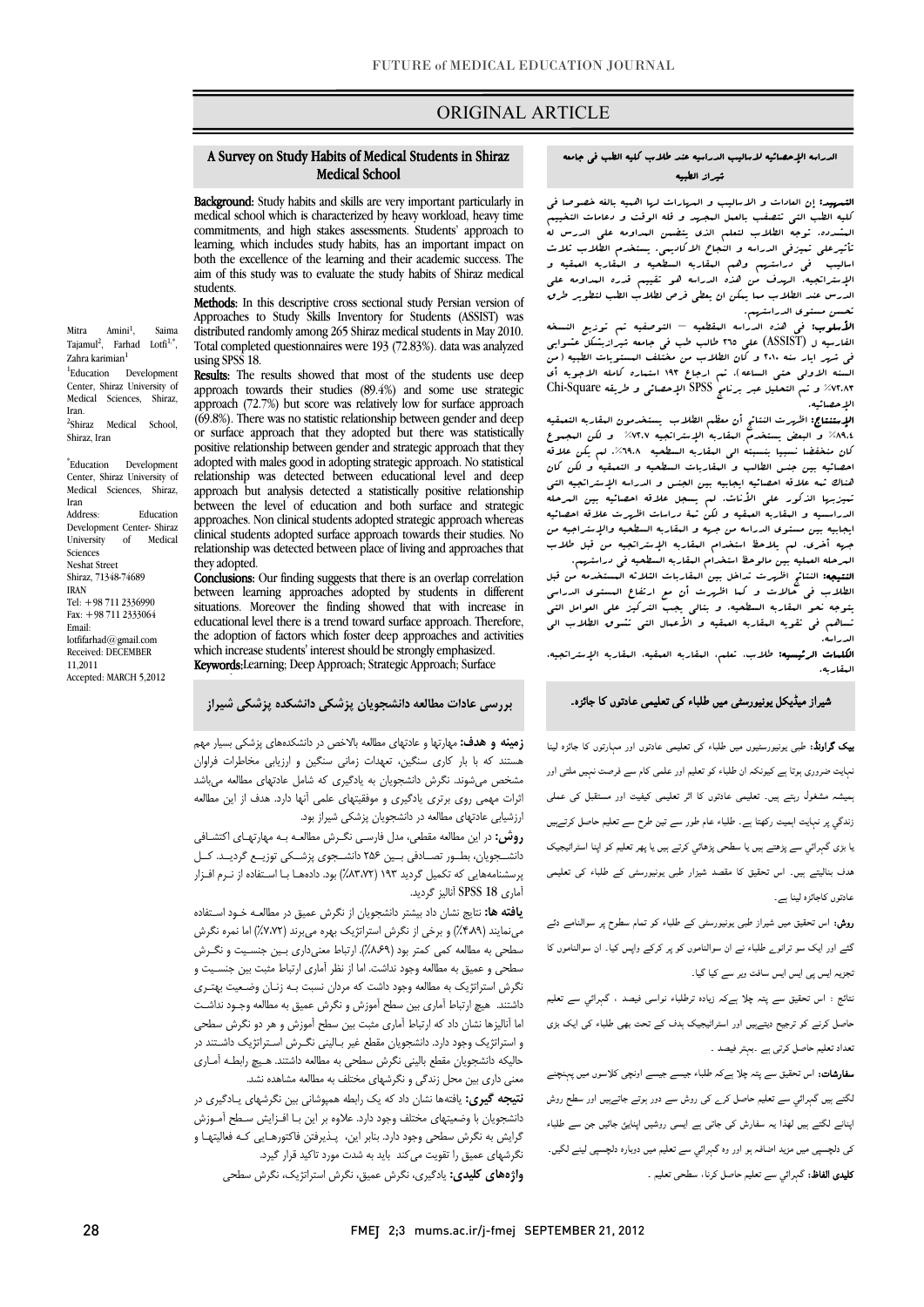ORIGINAL ARTICLE

# A Survey on Study Habits of Medical Students in Shiraz Medical School

Mitra Amini[1], Saima Tajamul[2], Farhad Lotfi[1,*], Zahra karimian[1]

[1]Education Development Center, Shiraz University of Medical Sciences, Shiraz, Iran.
[2]Shiraz Medical School, Shiraz, Iran

*Education Development Center, Shiraz University of Medical Sciences, Shiraz, Iran
Address: Education Development Center- Shiraz University of Medical Sciences
Neshat Street
Shiraz, 71348-74689
IRAN
Tel: +98 711 2336990
Fax: +98 711 2333064
Email: lotfifarhad@gmail.com
Received: DECEMBER 11,2011
Accepted: MARCH 5,2012

**Background:** Study habits and skills are very important particularly in medical school which is characterized by heavy workload, heavy time commitments, and high stakes assessments. Students' approach to learning, which includes study habits, has an important impact on both the excellence of the learning and their academic success. The aim of this study was to evaluate the study habits of Shiraz medical students.

**Methods:** In this descriptive cross sectional study Persian version of Approaches to Study Skills Inventory for Students (ASSIST) was distributed randomly among 265 Shiraz medical students in May 2010. Total completed questionnaires were 193 (72.83%). data was analyzed using SPSS 18.

**Results:** The results showed that most of the students use deep approach towards their studies (89.4%) and some use strategic approach (72.7%) but score was relatively low for surface approach (69.8%). There was no statistic relationship between gender and deep or surface approach that they adopted but there was statistically positive relationship between gender and strategic approach that they adopted with males good in adopting strategic approach. No statistical relationship was detected between educational level and deep approach but analysis detected a statistically positive relationship between the level of education and both surface and strategic approaches. Non clinical students adopted strategic approach whereas clinical students adopted surface approach towards their studies. No relationship was detected between place of living and approaches that they adopted.

**Conclusions:** Our finding suggests that there is an overlap correlation between learning approaches adopted by students in different situations. Moreover the finding showed that with increase in educational level there is a trend toward surface approach. Therefore, the adoption of factors which foster deep approaches and activities which increase students' interest should be strongly emphasized.

**Keywords:** Learning; Deep Approach; Strategic Approach; Surface

# الدراسة الإحصائية لأساليب الدراسة عند طلاب كلية الطب في جامعة شيراز الطبية

**التمهيد:** إن العادات و الاساليب و المهارات لها اهمية بالغة خصوصا في كلية الطب التي تتصف بالعمل المجهد و قلة الوقت و دعامات التقييم المتشدد. توجه الطلاب لتعلم الذي يتضمن المداومة على الدرس له تأثيرعلى تميزفي الدراسة و النجاح الاكاديمي. يستخدم الطلاب ثلاث اساليب في دراستهم وهم المقاربة السطحية و المقاربة العميقة و الإستراتجية. الهدف من هذه الدراسة هو تقييم قدرة المداومة على الدرس عند الطلاب مما يمكن ان يعطي فرص لطلاب الطب لتطوير طرق تحسن مستوى الدراستهم.

**الأسلوب:** في هذه الدراسة المقطعية – التوصيفية تم توزيع النسخة الفارسية ل (ASSIST) على ٢٦٥ طالب طب في جامعة شيرازبشكل عشوايي في شهر ايار سنه ٢٠١٠ و كان الطلاب من مختلف المستويات الطبية (من السنة الاولى حتى السابعة). تم ارجاع ١٩٣ استمارة كاملة الاجوبة أي ٧٢.٨٣٪ و تم التحليل عبر برنامج SPSS الإحصائي و طريقة Chi-Square الإحصائية.

**الإستنتاج:** اظهرت النتائج أن معظم الطلاب يستخدمون المقاربة التعمقية ٨٩.٤٪ و البعض يستخدم المقاربة الإستراتجية ٧٢.٧٪ و لكن المجموع كان منخفضا نسبيا بالنسبة الى المقاربة السطحية ٦٩.٨٪. لم يكن علاقة احصائية بين جنس الطالب و المقاربات السطحية و التعمقية و لكن كان هناك ثمه علاقة احصائية ايجابية بين الجنس و الدراسة الإستراتجية التي تميزبها الذكور على الأناث. لم يسجل علاقة احصائية بين المرحلة الدراسية و المقاربة العميقة و لكن ثمة دراسات اظهرت علاقة احصائية ايجابية بين مستوى الدراسة من جهة و المقاربة السطحية والإستراجية من جهة أخرى. لم يلاحظ استخدام المقاربة الإستراتجية من قبل طلاب المرحلة العملية بين مالوحظ استخدام المقاربة السطحية في دراستهم.

**النتيجة:** النتائج اظهرت تداخل بين المقاربات الثلاثة المستخدمة من قبل الطلاب في حالات و كما اظهرت أن مع ارتفاع المستوى الدراسي يتوجه نحو المقاربة السطحية. و بتالي يجب التركيز على العوامل التي تساهم في تقوية المقاربة العميقة و الأعمال التي تشدوى الطلاب الى الدراسة.

**الكلمات الرئيسية:** طلاب، تعلم، المقاربة العميقة، المقاربة الإستراتجية، المقاربة.

# بررسی عادات مطالعه دانشجویان پزشکی دانشکده پزشکی شیراز

**زمینه و هدف:** مهارتها و عادتهای مطالعه بالاخص در دانشکده‌های پزشکی بسیار مهم هستند که با بار کاری سنگین، تعهدات زمانی سنگین و ارزیابی مخاطرات فراوان مشخص می‌شوند. نگرش دانشجویان به یادگیری که شامل عادتهای مطالعه می‌باشد اثرات مهمی روی برتری یادگیری و موفقیتهای علمی آنها دارد. هدف از این مطالعه ارزشیابی عادتهای مطالعه در دانشجویان پزشکی شیراز بود.

**روش:** در این مطالعه مقطعی، مدل فارسی نگـرش مطالعـه بـه مهارتهـای اکتشـافی دانشـجویان، بطـور تصـادفی بـین ۲۵۶ دانشـجوی پزشـکی توزیـع گردیـد. کـل پرسشنامه‌هایی که تکمیل گردید ۱۹۳ (۸۳،۷۲٪) بود. داده‌هـا بـا اسـتفاده از نـرم افـزار آماری SPSS 18 آنالیز گردید.

**یافته ها:** نتایج نشان داد بیشتر دانشجویان از نگرش عمیق در مطالعـه خـود اسـتفاده می‌نمایند (۸۹،۴٪) و برخی از نگرش استراتژیک بهره می‌برند (۷۲،۷٪) اما نمره نگرش سطحی به مطالعه کمی کمتر بود (۶۹،۸٪). ارتباط معنی‌داری بـین جنسـیت و نگـرش سطحی و عمیق به مطالعه وجود نداشت. اما از نظر آماری ارتباط مثبت بین جنسـیت و نگرش استراتژیک به مطالعه وجود داشت که مردان نسبت بـه زنـان وضـعیت بهتـری داشتند. هیچ ارتباط آماری بین سطح آموزش و نگرش عمیق به مطالعه وجـود نداشـت اما آنالیزها نشان داد که ارتباط آماری مثبت بین سطح آموزش و هر دو نگرش سطحی و استراتژیک وجود دارد. دانشجویان مقطع غیر بـالینی نگـرش اسـتراتژیک داشـتند در حالیکه دانشجویان مقطع بالینی نگرش سطحی به مطالعه داشتند. هـیچ رابطـه آمـاری معنی داری بین محل زندگی و نگرشهای مختلف به مطالعه مشاهده نشد.

**نتیجه گیری:** یافته‌ها نشان داد که یک رابطه همپوشانی بین نگرشهای یـادگیری در دانشجویان با وضعیتهای مختلف وجود دارد. علاوه بر این بـا افـزایش سـطح آمـوزش گرایش به نگرش سطحی وجود دارد. بنابر این، پـذیرفتن فاکتورهـایی کـه فعالیتهـا و نگرشهای عمیق را تقویت می‌کنند باید به شدت مورد تاکید قرار گیرد.

**واژه‌های کلیدی:** یادگیری، نگرش عمیق، نگرش استراتژیک، نگرش سطحی

# شیراز میڈیکل یونیورسٹی میں طلباء کی تعلیمی عادتوں کا جائزہ۔

**بیک گراونڈ:** طبی یونیورسٹیوں میں طلباء کی تعلیمی عادتوں اور مہارتوں کا جائزہ لینا نہایت ضروری ہوتا ہے کیونکہ ان طلباء کو تعلیم اور علمی کام سے فرصت نہیں ملتی اور ہمیشہ مشغول رہتے ہیں۔ تعلیمی عادتوں کا اثر تعلیمی کیفیت اور مستقبل کی عملی زندگي پر نہایت اہمیت رکھتا ہے۔ طلباء عام طور سے تین طرح سے تعلیم حاصل کرتےہیں یا بڑی گہرائي سے پڑھتے ہیں یا سطحی پڑھائي کرتے ہیں یا پھر تعلیم کو اپنا اسٹراٹیجیک ہدف بنالیتے ہیں۔ اس تحقیق کا مقصد شیراز طبی یونیورسٹی کے طلباء کی تعلیمی عادتوں کاجائزہ لینا ہے۔

**روش:** اس تحقیق میں شیراز طبی یونیورسٹی کے طلباء کو تمام سطوح پر سوالنامے دئے گئے اور ایک سو ترانوے طلباء نے ان سوالناموں کو پر کرکے واپس کیا۔ ان سوالناموں کا تجزیہ ایس پی ایس ایس سافٹ ویر سے کیا گیا۔

نتائج : اس تحقیق سے پتہ چلا ہےکہ زیادہ ترطلباء نواسی فیصد ، گہرائي سے تعلیم حاصل کرنے کو ترجیح دیتےہیں اور اسٹراٹیجیک ہدف کے تحت بھی طلباء کی ایک بڑی تعداد تعلیم حاصل کرتی ہے۔بہتر فیصد ۔

**سفارشات:** اس تحقیق سے پتہ چلا ہےکہ طلباء جیسے جیسے اونچی کلاسوں میں پہنچنے لگتے ہیں گہرائي سے تعلیم حاصل کرنے کی روش سے دور ہوتے جاتےہیں اور سطحی روش اپنانے لگتے ہیں لھذا یہ سفارش کی جاتی ہے ایسی روشیں اپنائي جائيں جن سے طلباء کی دلچسپی میں مزید اضافہ ہو اور وہ گہرائي سے تعلیم میں دوبارہ دلچسپی لینے لگیں۔

**کلیدی الفاظ:** گہرائي سے تعلیم حاصل کرنا، سطحی تعلیم ۔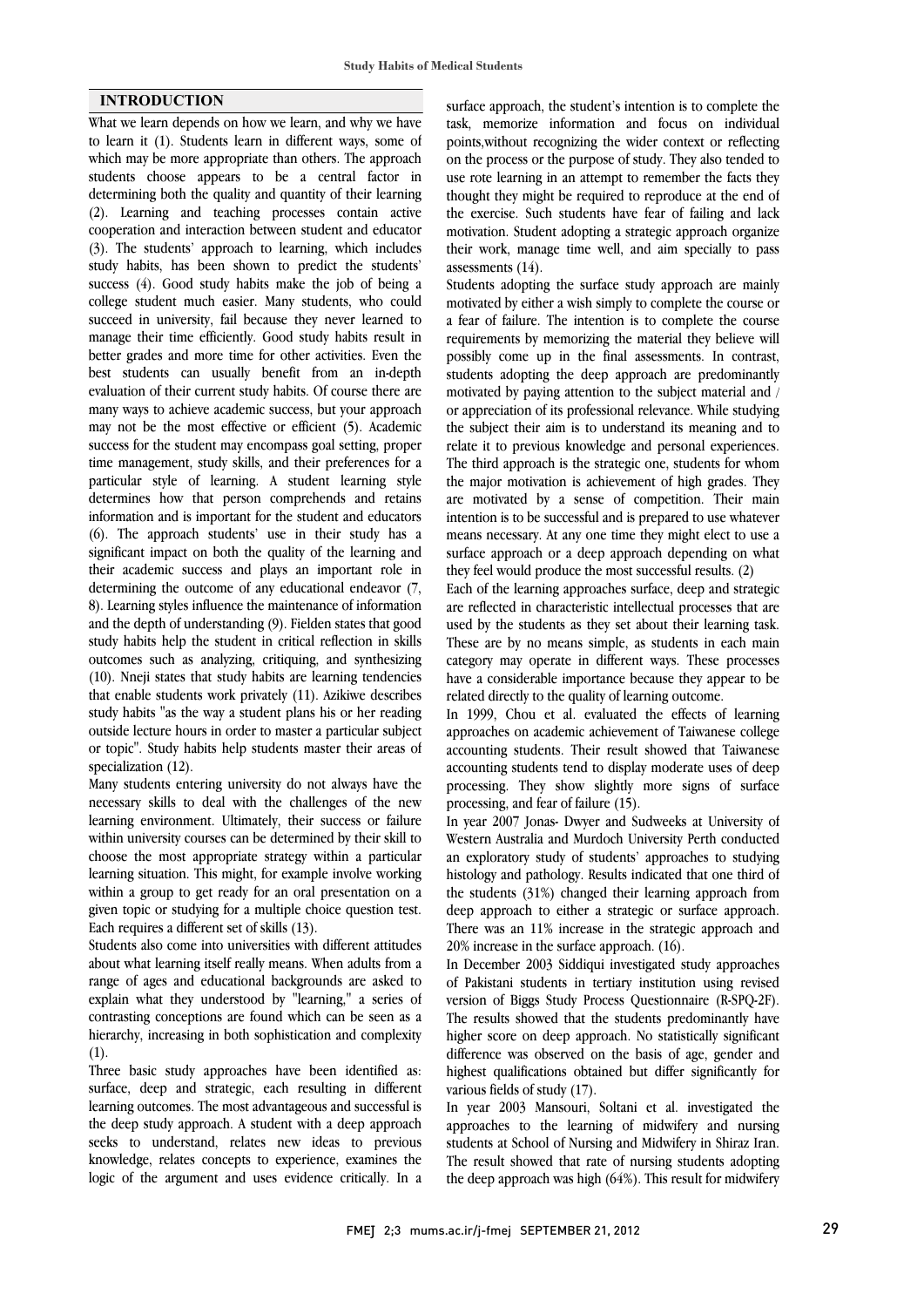## INTRODUCTION

What we learn depends on how we learn, and why we have to learn it (1). Students learn in different ways, some of which may be more appropriate than others. The approach students choose appears to be a central factor in determining both the quality and quantity of their learning (2). Learning and teaching processes contain active cooperation and interaction between student and educator (3). The students' approach to learning, which includes study habits, has been shown to predict the students' success (4). Good study habits make the job of being a college student much easier. Many students, who could succeed in university, fail because they never learned to manage their time efficiently. Good study habits result in better grades and more time for other activities. Even the best students can usually benefit from an in-depth evaluation of their current study habits. Of course there are many ways to achieve academic success, but your approach may not be the most effective or efficient (5). Academic success for the student may encompass goal setting, proper time management, study skills, and their preferences for a particular style of learning. A student learning style determines how that person comprehends and retains information and is important for the student and educators (6). The approach students' use in their study has a significant impact on both the quality of the learning and their academic success and plays an important role in determining the outcome of any educational endeavor (7, 8). Learning styles influence the maintenance of information and the depth of understanding (9). Fielden states that good study habits help the student in critical reflection in skills outcomes such as analyzing, critiquing, and synthesizing (10). Nneji states that study habits are learning tendencies that enable students work privately (11). Azikiwe describes study habits "as the way a student plans his or her reading outside lecture hours in order to master a particular subject or topic". Study habits help students master their areas of specialization (12).

Many students entering university do not always have the necessary skills to deal with the challenges of the new learning environment. Ultimately, their success or failure within university courses can be determined by their skill to choose the most appropriate strategy within a particular learning situation. This might, for example involve working within a group to get ready for an oral presentation on a given topic or studying for a multiple choice question test. Each requires a different set of skills (13).

Students also come into universities with different attitudes about what learning itself really means. When adults from a range of ages and educational backgrounds are asked to explain what they understood by "learning," a series of contrasting conceptions are found which can be seen as a hierarchy, increasing in both sophistication and complexity (1).

Three basic study approaches have been identified as: surface, deep and strategic, each resulting in different learning outcomes. The most advantageous and successful is the deep study approach. A student with a deep approach seeks to understand, relates new ideas to previous knowledge, relates concepts to experience, examines the logic of the argument and uses evidence critically. In a surface approach, the student's intention is to complete the task, memorize information and focus on individual points,without recognizing the wider context or reflecting on the process or the purpose of study. They also tended to use rote learning in an attempt to remember the facts they thought they might be required to reproduce at the end of the exercise. Such students have fear of failing and lack motivation. Student adopting a strategic approach organize their work, manage time well, and aim specially to pass assessments (14).

Students adopting the surface study approach are mainly motivated by either a wish simply to complete the course or a fear of failure. The intention is to complete the course requirements by memorizing the material they believe will possibly come up in the final assessments. In contrast, students adopting the deep approach are predominantly motivated by paying attention to the subject material and / or appreciation of its professional relevance. While studying the subject their aim is to understand its meaning and to relate it to previous knowledge and personal experiences. The third approach is the strategic one, students for whom the major motivation is achievement of high grades. They are motivated by a sense of competition. Their main intention is to be successful and is prepared to use whatever means necessary. At any one time they might elect to use a surface approach or a deep approach depending on what they feel would produce the most successful results. (2)

Each of the learning approaches surface, deep and strategic are reflected in characteristic intellectual processes that are used by the students as they set about their learning task. These are by no means simple, as students in each main category may operate in different ways. These processes have a considerable importance because they appear to be related directly to the quality of learning outcome.

In 1999, Chou et al. evaluated the effects of learning approaches on academic achievement of Taiwanese college accounting students. Their result showed that Taiwanese accounting students tend to display moderate uses of deep processing. They show slightly more signs of surface processing, and fear of failure (15).

In year 2007 Jonas- Dwyer and Sudweeks at University of Western Australia and Murdoch University Perth conducted an exploratory study of students' approaches to studying histology and pathology. Results indicated that one third of the students (31%) changed their learning approach from deep approach to either a strategic or surface approach. There was an 11% increase in the strategic approach and 20% increase in the surface approach. (16).

In December 2003 Siddiqui investigated study approaches of Pakistani students in tertiary institution using revised version of Biggs Study Process Questionnaire (R-SPQ-2F). The results showed that the students predominantly have higher score on deep approach. No statistically significant difference was observed on the basis of age, gender and highest qualifications obtained but differ significantly for various fields of study (17).

In year 2003 Mansouri, Soltani et al. investigated the approaches to the learning of midwifery and nursing students at School of Nursing and Midwifery in Shiraz Iran. The result showed that rate of nursing students adopting the deep approach was high (64%). This result for midwifery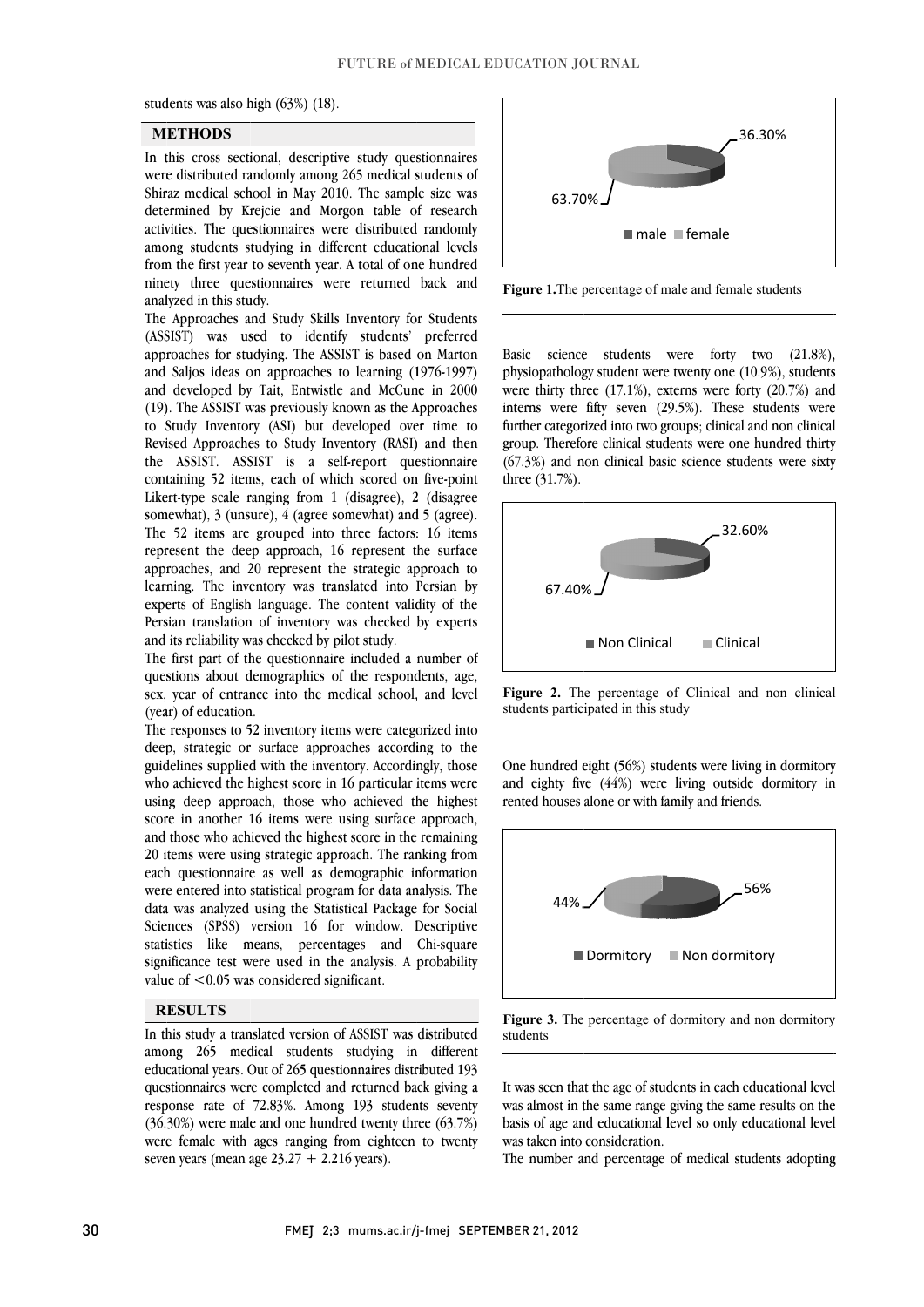students was also high (63%) (18).

## METHODS

In this cross sectional, descriptive study questionnaires were distributed randomly among 265 medical students of Shiraz medical school in May 2010. The sample size was determined by Krejcie and Morgon table of research activities. The questionnaires were distributed randomly among students studying in different educational levels from the first year to seventh year. A total of one hundred ninety three questionnaires were returned back and analyzed in this study.

The Approaches and Study Skills Inventory for Students (ASSIST) was used to identify students' preferred approaches for studying. The ASSIST is based on Marton and Saljos ideas on approaches to learning (1976-1997) and developed by Tait, Entwistle and McCune in 2000 (19). The ASSIST was previously known as the Approaches to Study Inventory (ASI) but developed over time to Revised Approaches to Study Inventory (RASI) and then the ASSIST. ASSIST is a self-report questionnaire containing 52 items, each of which scored on five-point Likert-type scale ranging from 1 (disagree), 2 (disagree somewhat), 3 (unsure), 4 (agree somewhat) and 5 (agree). The 52 items are grouped into three factors: 16 items represent the deep approach, 16 represent the surface approaches, and 20 represent the strategic approach to learning. The inventory was translated into Persian by experts of English language. The content validity of the Persian translation of inventory was checked by experts and its reliability was checked by pilot study.

The first part of the questionnaire included a number of questions about demographics of the respondents, age, sex, year of entrance into the medical school, and level (year) of education.

The responses to 52 inventory items were categorized into deep, strategic or surface approaches according to the guidelines supplied with the inventory. Accordingly, those who achieved the highest score in 16 particular items were using deep approach, those who achieved the highest score in another 16 items were using surface approach, and those who achieved the highest score in the remaining 20 items were using strategic approach. The ranking from each questionnaire as well as demographic information were entered into statistical program for data analysis. The data was analyzed using the Statistical Package for Social Sciences (SPSS) version 16 for window. Descriptive statistics like means, percentages and Chi-square significance test were used in the analysis. A probability value of $<0.05$ was considered significant.

## RESULTS

In this study a translated version of ASSIST was distributed among 265 medical students studying in different educational years. Out of 265 questionnaires distributed 193 questionnaires were completed and returned back giving a response rate of 72.83%. Among 193 students seventy (36.30%) were male and one hundred twenty three (63.7%) were female with ages ranging from eighteen to twenty seven years (mean age $23.27 + 2.216$ years).

36.30%

63.70%

male female

**Figure 1.** The percentage of male and female students

Basic science students were forty two (21.8%), physiopathology student were twenty one (10.9%), students were thirty three (17.1%), externs were forty (20.7%) and interns were fifty seven (29.5%). These students were further categorized into two groups; clinical and non clinical group. Therefore clinical students were one hundred thirty (67.3%) and non clinical basic science students were sixty three (31.7%).

32.60%

67.40%

Non Clinical Clinical

**Figure 2.** The percentage of Clinical and non clinical students participated in this study

One hundred eight (56%) students were living in dormitory and eighty five (44%) were living outside dormitory in rented houses alone or with family and friends.

56%

44%

Dormitory Non dormitory

**Figure 3.** The percentage of dormitory and non dormitory students

It was seen that the age of students in each educational level was almost in the same range giving the same results on the basis of age and educational level so only educational level was taken into consideration.

The number and percentage of medical students adopting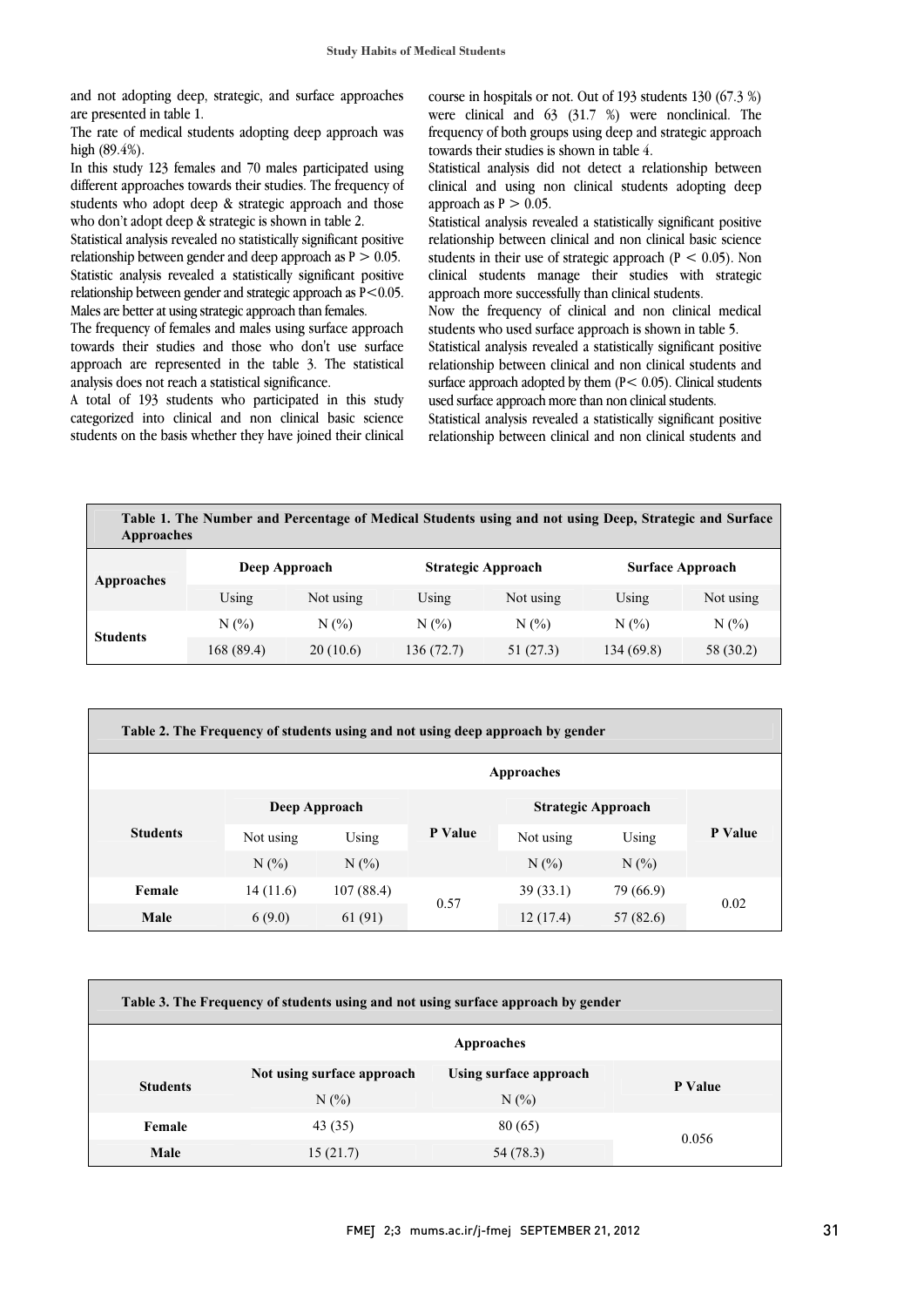and not adopting deep, strategic, and surface approaches are presented in table 1.

The rate of medical students adopting deep approach was high (89.4%).

In this study 123 females and 70 males participated using different approaches towards their studies. The frequency of students who adopt deep & strategic approach and those who don't adopt deep & strategic is shown in table 2.

Statistical analysis revealed no statistically significant positive relationship between gender and deep approach as $P > 0.05$.

Statistic analysis revealed a statistically significant positive relationship between gender and strategic approach as $P < 0.05$. Males are better at using strategic approach than females.

The frequency of females and males using surface approach towards their studies and those who don't use surface approach are represented in the table 3. The statistical analysis does not reach a statistical significance.

A total of 193 students who participated in this study categorized into clinical and non clinical basic science students on the basis whether they have joined their clinical course in hospitals or not. Out of 193 students 130 (67.3 %) were clinical and 63 (31.7 %) were nonclinical. The frequency of both groups using deep and strategic approach towards their studies is shown in table 4.

Statistical analysis did not detect a relationship between clinical and using non clinical students adopting deep approach as $P > 0.05$.

Statistical analysis revealed a statistically significant positive relationship between clinical and non clinical basic science students in their use of strategic approach ($P < 0.05$). Non clinical students manage their studies with strategic approach more successfully than clinical students.

Now the frequency of clinical and non clinical medical students who used surface approach is shown in table 5.

Statistical analysis revealed a statistically significant positive relationship between clinical and non clinical students and surface approach adopted by them ($P < 0.05$). Clinical students used surface approach more than non clinical students.

Statistical analysis revealed a statistically significant positive relationship between clinical and non clinical students and

**Table 1. The Number and Percentage of Medical Students using and not using Deep, Strategic and Surface Approaches**

| Approaches | Deep Approach | | Strategic Approach | | Surface Approach | |
|---|---|---|---|---|---|---|
| | Using | Not using | Using | Not using | Using | Not using |
| Students | N (%) | N (%) | N (%) | N (%) | N (%) | N (%) |
| | 168 (89.4) | 20 (10.6) | 136 (72.7) | 51 (27.3) | 134 (69.8) | 58 (30.2) |

**Table 2. The Frequency of students using and not using deep approach by gender**

| Students | Deep Approach | | P Value | Strategic Approach | | P Value |
|---|---|---|---|---|---|---|
| | Not using | Using | | Not using | Using | |
| | N (%) | N (%) | | N (%) | N (%) | |
| Female | 14 (11.6) | 107 (88.4) | 0.57 | 39 (33.1) | 79 (66.9) | 0.02 |
| Male | 6 (9.0) | 61 (91) | | 12 (17.4) | 57 (82.6) | |

**Table 3. The Frequency of students using and not using surface approach by gender**

| Students | Not using surface approach | Using surface approach | P Value |
|---|---|---|---|
| | N (%) | N (%) | |
| Female | 43 (35) | 80 (65) | 0.056 |
| Male | 15 (21.7) | 54 (78.3) | |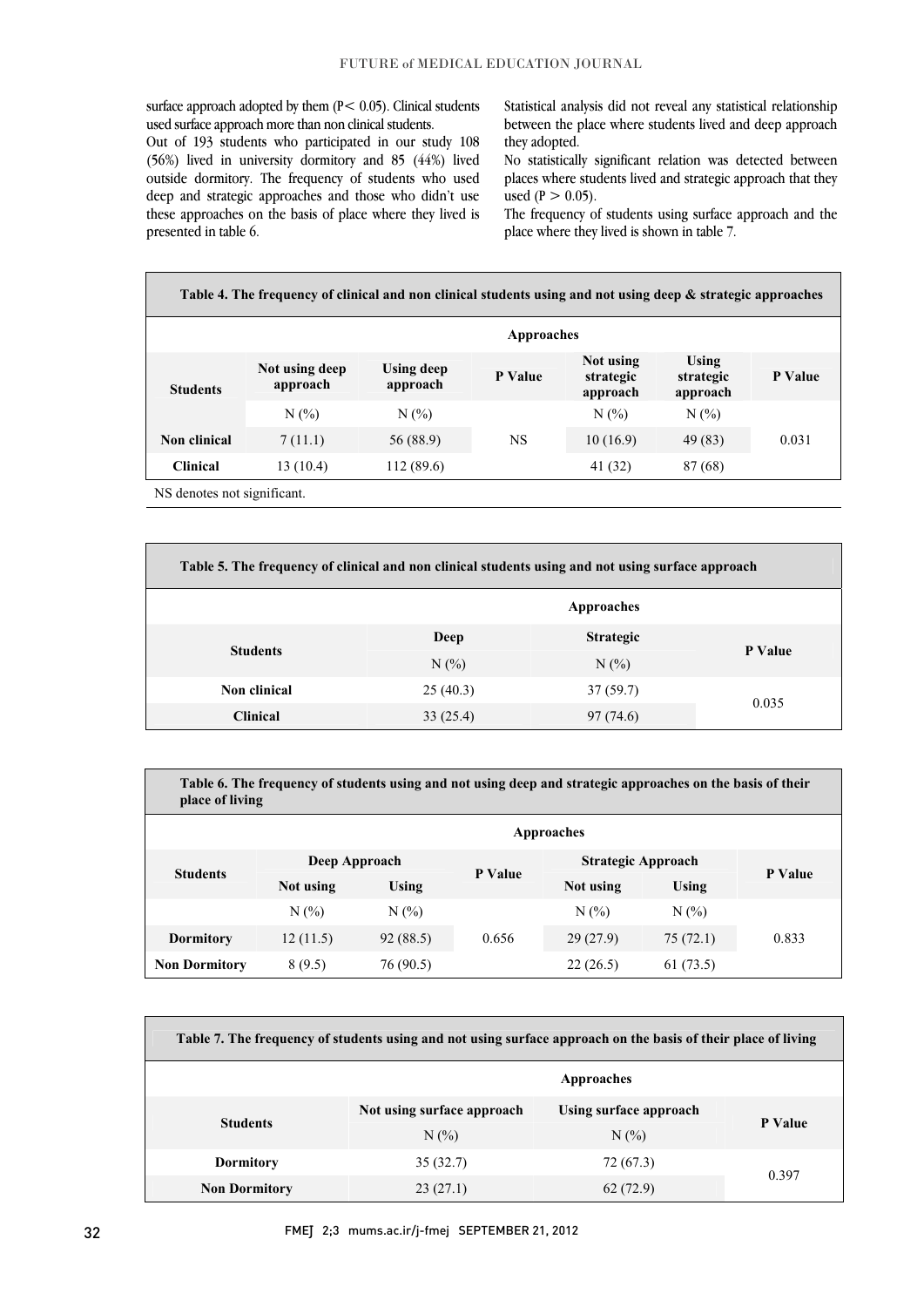surface approach adopted by them ($P < 0.05$). Clinical students used surface approach more than non clinical students.

Out of 193 students who participated in our study 108 (56%) lived in university dormitory and 85 (44%) lived outside dormitory. The frequency of students who used deep and strategic approaches and those who didn't use these approaches on the basis of place where they lived is presented in table 6.

Statistical analysis did not reveal any statistical relationship between the place where students lived and deep approach they adopted.

No statistically significant relation was detected between places where students lived and strategic approach that they used ($P > 0.05$).

The frequency of students using surface approach and the place where they lived is shown in table 7.

**Table 4. The frequency of clinical and non clinical students using and not using deep & strategic approaches**

| Students | Approaches | | | | | |
|---|---|---|---|---|---|---|
| | Not using deep approach | Using deep approach | P Value | Not using strategic approach | Using strategic approach | P Value |
| | N (%) | N (%) | | N (%) | N (%) | |
| Non clinical | 7 (11.1) | 56 (88.9) | NS | 10 (16.9) | 49 (83) | 0.031 |
| Clinical | 13 (10.4) | 112 (89.6) | | 41 (32) | 87 (68) | |

NS denotes not significant.

**Table 5. The frequency of clinical and non clinical students using and not using surface approach**

| Students | Approaches | | |
|---|---|---|---|
| | Deep | Strategic | P Value |
| | N (%) | N (%) | |
| Non clinical | 25 (40.3) | 37 (59.7) | 0.035 |
| Clinical | 33 (25.4) | 97 (74.6) | |

**Table 6. The frequency of students using and not using deep and strategic approaches on the basis of their place of living**

| Students | Approaches | | | | | |
|---|---|---|---|---|---|---|
| | Deep Approach | | P Value | Strategic Approach | | P Value |
| | Not using | Using | | Not using | Using | |
| | N (%) | N (%) | | N (%) | N (%) | |
| Dormitory | 12 (11.5) | 92 (88.5) | 0.656 | 29 (27.9) | 75 (72.1) | 0.833 |
| Non Dormitory | 8 (9.5) | 76 (90.5) | | 22 (26.5) | 61 (73.5) | |

**Table 7. The frequency of students using and not using surface approach on the basis of their place of living**

| Students | Approaches | | |
|---|---|---|---|
| | Not using surface approach | Using surface approach | P Value |
| | N (%) | N (%) | |
| Dormitory | 35 (32.7) | 72 (67.3) | 0.397 |
| Non Dormitory | 23 (27.1) | 62 (72.9) | |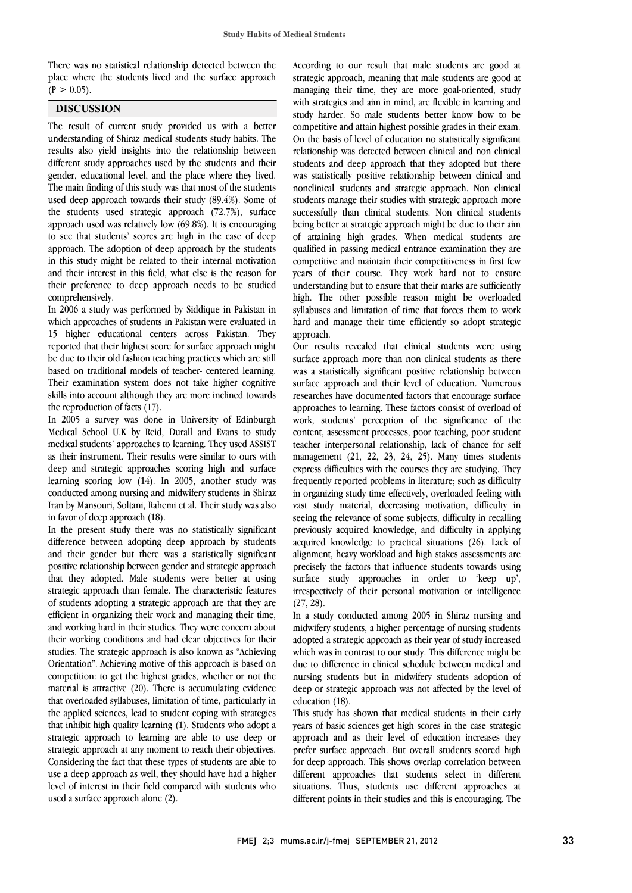There was no statistical relationship detected between the place where the students lived and the surface approach ($P > 0.05$).

## DISCUSSION

The result of current study provided us with a better understanding of Shiraz medical students study habits. The results also yield insights into the relationship between different study approaches used by the students and their gender, educational level, and the place where they lived. The main finding of this study was that most of the students used deep approach towards their study (89.4%). Some of the students used strategic approach (72.7%), surface approach used was relatively low (69.8%). It is encouraging to see that students' scores are high in the case of deep approach. The adoption of deep approach by the students in this study might be related to their internal motivation and their interest in this field, what else is the reason for their preference to deep approach needs to be studied comprehensively.

In 2006 a study was performed by Siddique in Pakistan in which approaches of students in Pakistan were evaluated in 15 higher educational centers across Pakistan. They reported that their highest score for surface approach might be due to their old fashion teaching practices which are still based on traditional models of teacher- centered learning. Their examination system does not take higher cognitive skills into account although they are more inclined towards the reproduction of facts (17).

In 2005 a survey was done in University of Edinburgh Medical School U.K by Reid, Durall and Evans to study medical students' approaches to learning. They used ASSIST as their instrument. Their results were similar to ours with deep and strategic approaches scoring high and surface learning scoring low (14). In 2005, another study was conducted among nursing and midwifery students in Shiraz Iran by Mansouri, Soltani, Rahemi et al. Their study was also in favor of deep approach (18).

In the present study there was no statistically significant difference between adopting deep approach by students and their gender but there was a statistically significant positive relationship between gender and strategic approach that they adopted. Male students were better at using strategic approach than female. The characteristic features of students adopting a strategic approach are that they are efficient in organizing their work and managing their time, and working hard in their studies. They were concern about their working conditions and had clear objectives for their studies. The strategic approach is also known as "Achieving Orientation". Achieving motive of this approach is based on competition: to get the highest grades, whether or not the material is attractive (20). There is accumulating evidence that overloaded syllabuses, limitation of time, particularly in the applied sciences, lead to student coping with strategies that inhibit high quality learning (1). Students who adopt a strategic approach to learning are able to use deep or strategic approach at any moment to reach their objectives. Considering the fact that these types of students are able to use a deep approach as well, they should have had a higher level of interest in their field compared with students who used a surface approach alone (2).

According to our result that male students are good at strategic approach, meaning that male students are good at managing their time, they are more goal-oriented, study with strategies and aim in mind, are flexible in learning and study harder. So male students better know how to be competitive and attain highest possible grades in their exam. On the basis of level of education no statistically significant relationship was detected between clinical and non clinical students and deep approach that they adopted but there was statistically positive relationship between clinical and nonclinical students and strategic approach. Non clinical students manage their studies with strategic approach more successfully than clinical students. Non clinical students being better at strategic approach might be due to their aim of attaining high grades. When medical students are qualified in passing medical entrance examination they are competitive and maintain their competitiveness in first few years of their course. They work hard not to ensure understanding but to ensure that their marks are sufficiently high. The other possible reason might be overloaded syllabuses and limitation of time that forces them to work hard and manage their time efficiently so adopt strategic approach.

Our results revealed that clinical students were using surface approach more than non clinical students as there was a statistically significant positive relationship between surface approach and their level of education. Numerous researches have documented factors that encourage surface approaches to learning. These factors consist of overload of work, students' perception of the significance of the content, assessment processes, poor teaching, poor student teacher interpersonal relationship, lack of chance for self management (21, 22, 23, 24, 25). Many times students express difficulties with the courses they are studying. They frequently reported problems in literature; such as difficulty in organizing study time effectively, overloaded feeling with vast study material, decreasing motivation, difficulty in seeing the relevance of some subjects, difficulty in recalling previously acquired knowledge, and difficulty in applying acquired knowledge to practical situations (26). Lack of alignment, heavy workload and high stakes assessments are precisely the factors that influence students towards using surface study approaches in order to 'keep up', irrespectively of their personal motivation or intelligence (27, 28).

In a study conducted among 2005 in Shiraz nursing and midwifery students, a higher percentage of nursing students adopted a strategic approach as their year of study increased which was in contrast to our study. This difference might be due to difference in clinical schedule between medical and nursing students but in midwifery students adoption of deep or strategic approach was not affected by the level of education (18).

This study has shown that medical students in their early years of basic sciences get high scores in the case strategic approach and as their level of education increases they prefer surface approach. But overall students scored high for deep approach. This shows overlap correlation between different approaches that students select in different situations. Thus, students use different approaches at different points in their studies and this is encouraging. The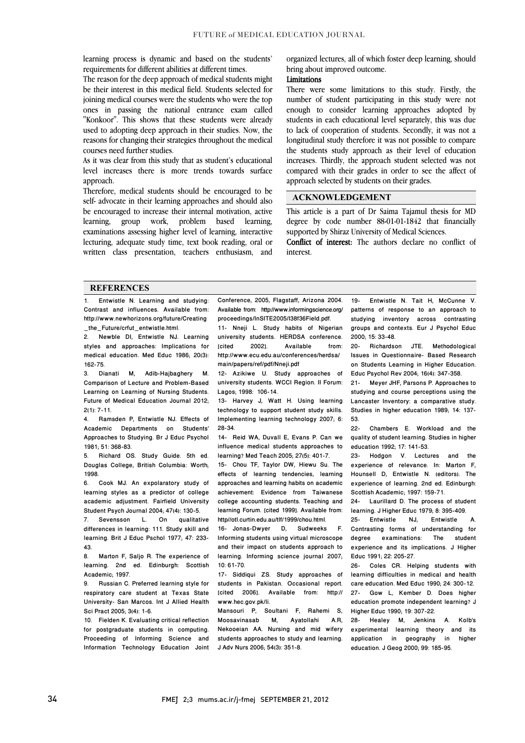learning process is dynamic and based on the students' requirements for different abilities at different times.

The reason for the deep approach of medical students might be their interest in this medical field. Students selected for joining medical courses were the students who were the top ones in passing the national entrance exam called "Konkoor". This shows that these students were already used to adopting deep approach in their studies. Now, the reasons for changing their strategies throughout the medical courses need further studies.

As it was clear from this study that as student's educational level increases there is more trends towards surface approach.

Therefore, medical students should be encouraged to be self- advocate in their learning approaches and should also be encouraged to increase their internal motivation, active learning, group work, problem based learning, examinations assessing higher level of learning, interactive lecturing, adequate study time, text book reading, oral or written class presentation, teachers enthusiasm, and organized lectures, all of which foster deep learning, should bring about improved outcome.

**Limitations**

There were some limitations to this study. Firstly, the number of student participating in this study were not enough to consider learning approaches adopted by students in each educational level separately, this was due to lack of cooperation of students. Secondly, it was not a longitudinal study therefore it was not possible to compare the students study approach as their level of education increases. Thirdly, the approach student selected was not compared with their grades in order to see the affect of approach selected by students on their grades.

## ACKNOWLEDGEMENT

This article is a part of Dr Saima Tajamul thesis for MD degree by code number 88-01-01-1842 that financially supported by Shiraz University of Medical Sciences.

**Conflict of interest:** The authors declare no conflict of interest.

## REFERENCES

1. Entwistle N. Learning and studying: Contrast and influences. Available from: http://www.newhorizons.org/future/Creating_the_Future/crfut_entwistle.html.
2. Newble DI, Entwistle NJ. Learning styles and approaches: Implications for medical education. Med Educ 1986; 20(3): 162-75.
3. Dianati M, Adib-Hajbaghery M. Comparison of Lecture and Problem-Based Learning on Learning of Nursing Students. Future of Medical Education Journal 2012; 2(1): 7-11.
4. Ramsden P, Entwistle NJ. Effects of Academic Departments on Students' Approaches to Studying. Br J Educ Psychol 1981; 51: 368-83.
5. Richard OS. Study Guide. 5th ed. Douglas College, British Columbia: Worth; 1998.
6. Cook MJ. An expolaratory study of learning styles as a predictor of college academic adjustment. Fairfield University Student Psych Journal 2004; 47(4): 130-5.
7. Sevensson L. On qualitative differences in learning: 111. Study skill and learning. Brit J Educ Pschol 1977; 47: 233-43.
8. Marton F, Saljo R. The experience of learning. 2nd ed. Edinburgh: Scottish Academic; 1997.
9. Russian C. Preferred learning style for respiratory care student at Texas State University- San Marcos. Int J Allied Health Sci Pract 2005; 3(4): 1-6.
10. Fielden K. Evaluating critical reflection for postgraduate students in computing. Proceeding of Informing Science and Information Technology Education Joint Conference, 2005, Flagstaff, Arizona 2004. Available from: http://www.informingscience.org/proceedings/InSITE2005/I38f36Field.pdf.
11. Nneji L. Study habits of Nigerian university students. HERDSA conference. [cited 2002]. Available from: http://www.ecu.edu.au/conferences/herdsa/main/papers/ref/pdf/Nneji.pdf
12. Azikiwe U. Study approaches of university students. WCCI Region. II Forum: Lagos; 1998: 106-14.
13. Harvey J, Watt H. Using learning technology to support student study skills. Implementing learning technology 2007; 6: 28-34.
14. Reid WA, Duvall E, Evans P. Can we influence medical students approaches to learning? Med Teach 2005; 27(5): 401-7.
15. Chou TF, Taylor DW, Hiewu Su. The effects of learning tendencies, learning approaches and learning habits on academic achievement: Evidence from Taiwanese college accounting students. Teaching and learning Forum. [cited 1999]. Available from: http//otl.curtin.edu.au/tlf/1999/chou.html.
16. Jonas-Dwyer D, Sudweeks F. Informing students using virtual microscope and their impact on students approach to learning. Informing science journal 2007; 10: 61-70.
17. Siddiqui ZS. Study approaches of students in Pakistan. Occasional report. [cited 2006]. Available from: http://www.hec.gov.pk/li.

Mansouri P, Soultani F, Rahemi S, Moosavinasab M, Ayatollahi A.R, Nekooeian AA. Nursing and mid wifery students approaches to study and learning. J Adv Nurs 2006; 54(3): 351-8.

19. Entwistle N. Tait H, McCunne V. patterns of response to an approach to studying inventory across contrasting groups and contexts. Eur J Psychol Educ 2000; 15: 33-48.
20. Richardson JTE. Methodological Issues in Questionnaire- Based Research on Students Learning in Higher Education. Educ Psychol Rev 2004; 16(4): 347-358.
21. Meyer JHF, Parsons P. Approaches to studying and course perceptions using the Lancaster Inventory: a comparative study. Studies in higher education 1989; 14: 137-53.
22. Chambers E. Workload and the quality of student learning. Studies in higher education 1992; 17: 141-53.
23. Hodgon V. Lectures and the experience of relevance. In: Marton F, Hounsell D, Entwistle N. (editors). The experience of learning. 2nd ed. Edinburgh: Scottish Academic; 1997: 159-71.
24. Laurillard D. The process of student learning. J Higher Educ 1979; 8: 395-409.
25. Entwistle NJ, Entwistle A. Contrasting forms of understanding for degree examinations: The student experience and its implications. J Higher Educ 1991; 22: 205-27.
26. Coles CR. Helping students with learning difficulties in medical and health care education. Med Educ 1990; 24: 300-12.
27. Gow L, Kember D. Does higher education promote independent learning? J Higher Educ 1990; 19: 307-22.
28. Healey M, Jenkins A. Kolb's experimental learning theory and its application in geography in higher education. J Geog 2000; 99: 185-95.